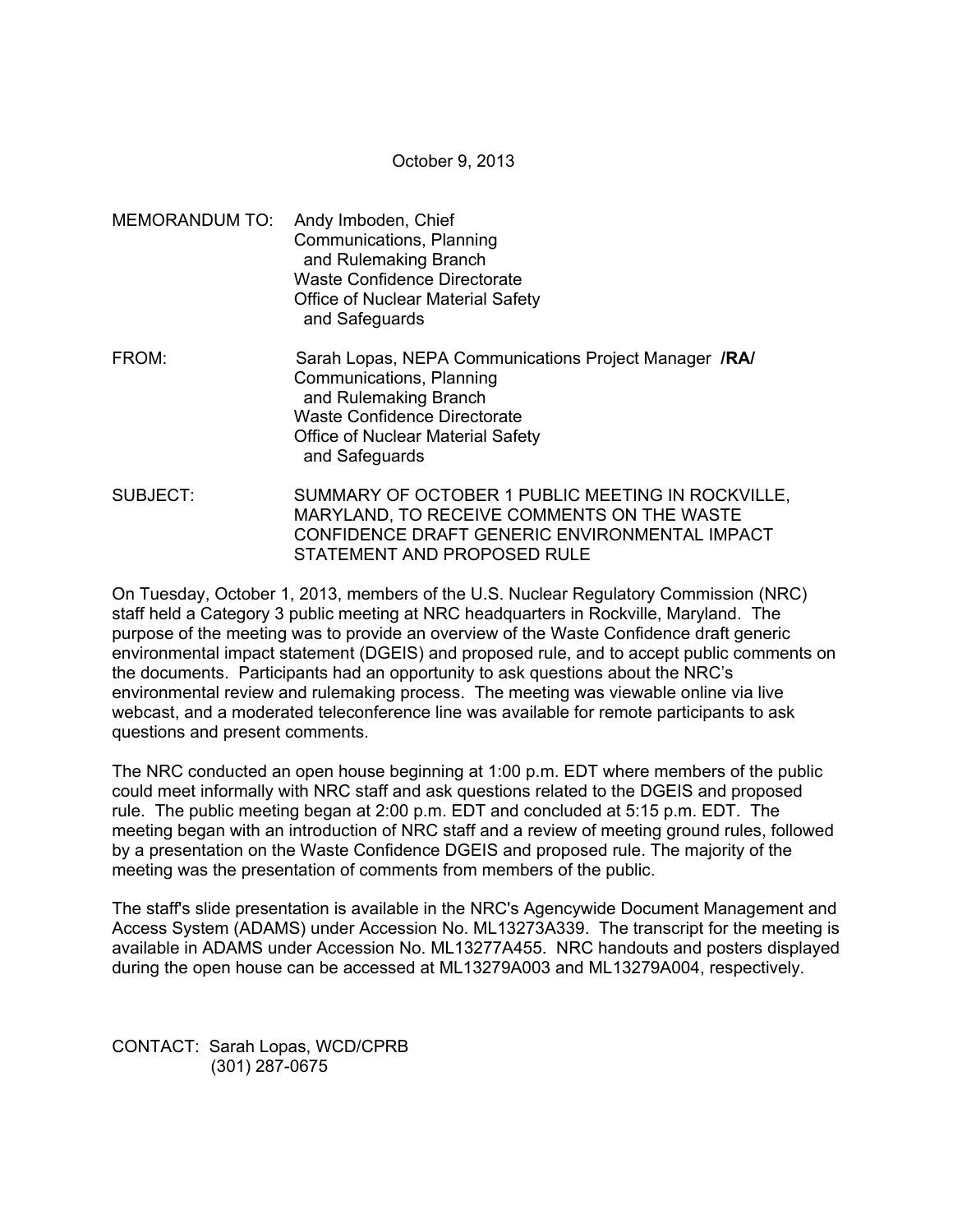October 9, 2013

MEMORANDUM TO: Andy Imboden, Chief
Communications, Planning
and Rulemaking Branch
Waste Confidence Directorate
Office of Nuclear Material Safety
and Safeguards

FROM: Sarah Lopas, NEPA Communications Project Manager **/RA/**
Communications, Planning
and Rulemaking Branch
Waste Confidence Directorate
Office of Nuclear Material Safety
and Safeguards

SUBJECT: SUMMARY OF OCTOBER 1 PUBLIC MEETING IN ROCKVILLE, MARYLAND, TO RECEIVE COMMENTS ON THE WASTE CONFIDENCE DRAFT GENERIC ENVIRONMENTAL IMPACT STATEMENT AND PROPOSED RULE

On Tuesday, October 1, 2013, members of the U.S. Nuclear Regulatory Commission (NRC) staff held a Category 3 public meeting at NRC headquarters in Rockville, Maryland. The purpose of the meeting was to provide an overview of the Waste Confidence draft generic environmental impact statement (DGEIS) and proposed rule, and to accept public comments on the documents. Participants had an opportunity to ask questions about the NRC's environmental review and rulemaking process. The meeting was viewable online via live webcast, and a moderated teleconference line was available for remote participants to ask questions and present comments.

The NRC conducted an open house beginning at 1:00 p.m. EDT where members of the public could meet informally with NRC staff and ask questions related to the DGEIS and proposed rule. The public meeting began at 2:00 p.m. EDT and concluded at 5:15 p.m. EDT. The meeting began with an introduction of NRC staff and a review of meeting ground rules, followed by a presentation on the Waste Confidence DGEIS and proposed rule. The majority of the meeting was the presentation of comments from members of the public.

The staff's slide presentation is available in the NRC's Agencywide Document Management and Access System (ADAMS) under Accession No. ML13273A339. The transcript for the meeting is available in ADAMS under Accession No. ML13277A455. NRC handouts and posters displayed during the open house can be accessed at ML13279A003 and ML13279A004, respectively.

CONTACT: Sarah Lopas, WCD/CPRB
(301) 287-0675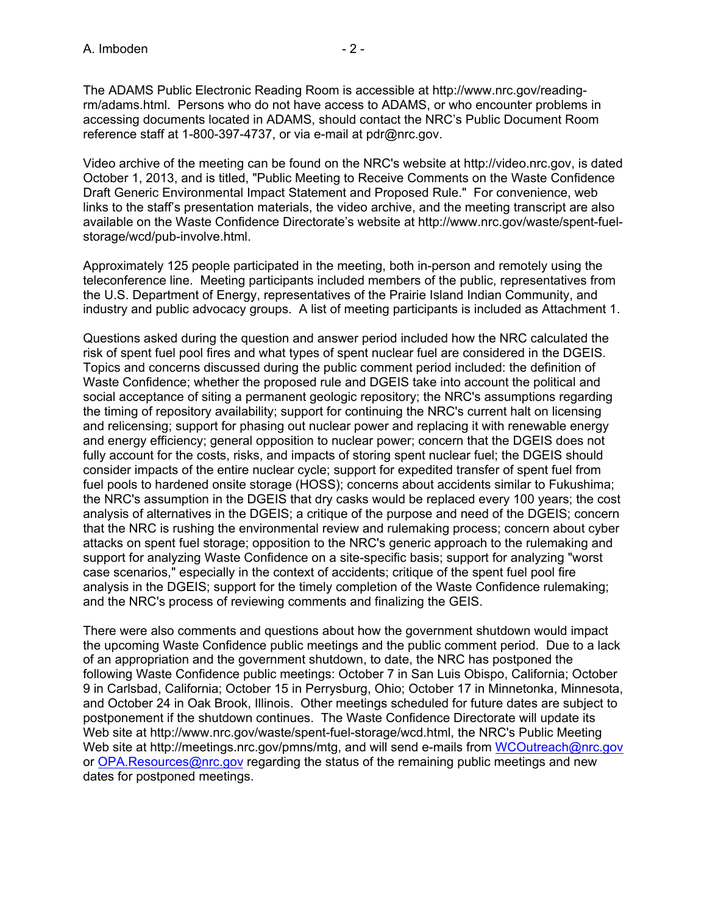The ADAMS Public Electronic Reading Room is accessible at http://www.nrc.gov/reading-rm/adams.html. Persons who do not have access to ADAMS, or who encounter problems in accessing documents located in ADAMS, should contact the NRC's Public Document Room reference staff at 1-800-397-4737, or via e-mail at pdr@nrc.gov.

Video archive of the meeting can be found on the NRC's website at http://video.nrc.gov, is dated October 1, 2013, and is titled, "Public Meeting to Receive Comments on the Waste Confidence Draft Generic Environmental Impact Statement and Proposed Rule." For convenience, web links to the staff's presentation materials, the video archive, and the meeting transcript are also available on the Waste Confidence Directorate's website at http://www.nrc.gov/waste/spent-fuel-storage/wcd/pub-involve.html.

Approximately 125 people participated in the meeting, both in-person and remotely using the teleconference line. Meeting participants included members of the public, representatives from the U.S. Department of Energy, representatives of the Prairie Island Indian Community, and industry and public advocacy groups. A list of meeting participants is included as Attachment 1.

Questions asked during the question and answer period included how the NRC calculated the risk of spent fuel pool fires and what types of spent nuclear fuel are considered in the DGEIS. Topics and concerns discussed during the public comment period included: the definition of Waste Confidence; whether the proposed rule and DGEIS take into account the political and social acceptance of siting a permanent geologic repository; the NRC's assumptions regarding the timing of repository availability; support for continuing the NRC's current halt on licensing and relicensing; support for phasing out nuclear power and replacing it with renewable energy and energy efficiency; general opposition to nuclear power; concern that the DGEIS does not fully account for the costs, risks, and impacts of storing spent nuclear fuel; the DGEIS should consider impacts of the entire nuclear cycle; support for expedited transfer of spent fuel from fuel pools to hardened onsite storage (HOSS); concerns about accidents similar to Fukushima; the NRC's assumption in the DGEIS that dry casks would be replaced every 100 years; the cost analysis of alternatives in the DGEIS; a critique of the purpose and need of the DGEIS; concern that the NRC is rushing the environmental review and rulemaking process; concern about cyber attacks on spent fuel storage; opposition to the NRC's generic approach to the rulemaking and support for analyzing Waste Confidence on a site-specific basis; support for analyzing "worst case scenarios," especially in the context of accidents; critique of the spent fuel pool fire analysis in the DGEIS; support for the timely completion of the Waste Confidence rulemaking; and the NRC's process of reviewing comments and finalizing the GEIS.

There were also comments and questions about how the government shutdown would impact the upcoming Waste Confidence public meetings and the public comment period. Due to a lack of an appropriation and the government shutdown, to date, the NRC has postponed the following Waste Confidence public meetings: October 7 in San Luis Obispo, California; October 9 in Carlsbad, California; October 15 in Perrysburg, Ohio; October 17 in Minnetonka, Minnesota, and October 24 in Oak Brook, Illinois. Other meetings scheduled for future dates are subject to postponement if the shutdown continues. The Waste Confidence Directorate will update its Web site at http://www.nrc.gov/waste/spent-fuel-storage/wcd.html, the NRC's Public Meeting Web site at http://meetings.nrc.gov/pmns/mtg, and will send e-mails from WCOutreach@nrc.gov or OPA.Resources@nrc.gov regarding the status of the remaining public meetings and new dates for postponed meetings.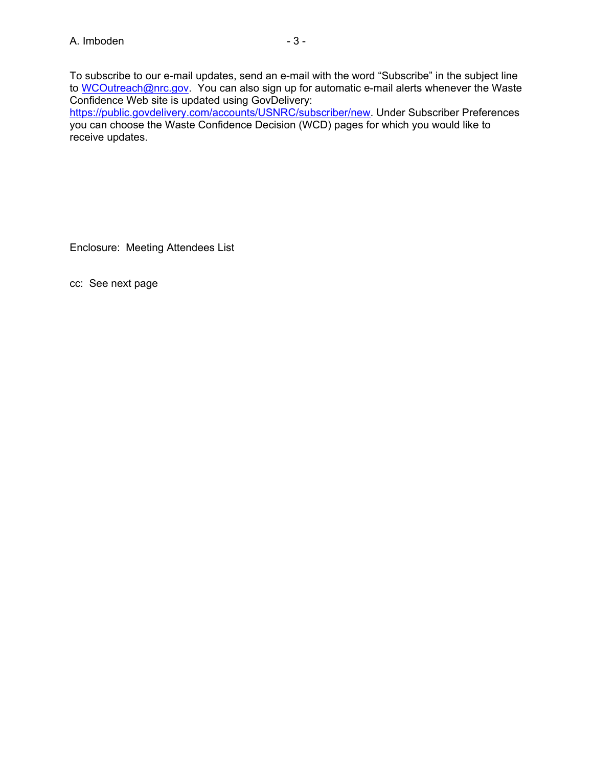To subscribe to our e-mail updates, send an e-mail with the word "Subscribe" in the subject line to WCOutreach@nrc.gov. You can also sign up for automatic e-mail alerts whenever the Waste Confidence Web site is updated using GovDelivery: https://public.govdelivery.com/accounts/USNRC/subscriber/new. Under Subscriber Preferences you can choose the Waste Confidence Decision (WCD) pages for which you would like to receive updates.

Enclosure: Meeting Attendees List

cc: See next page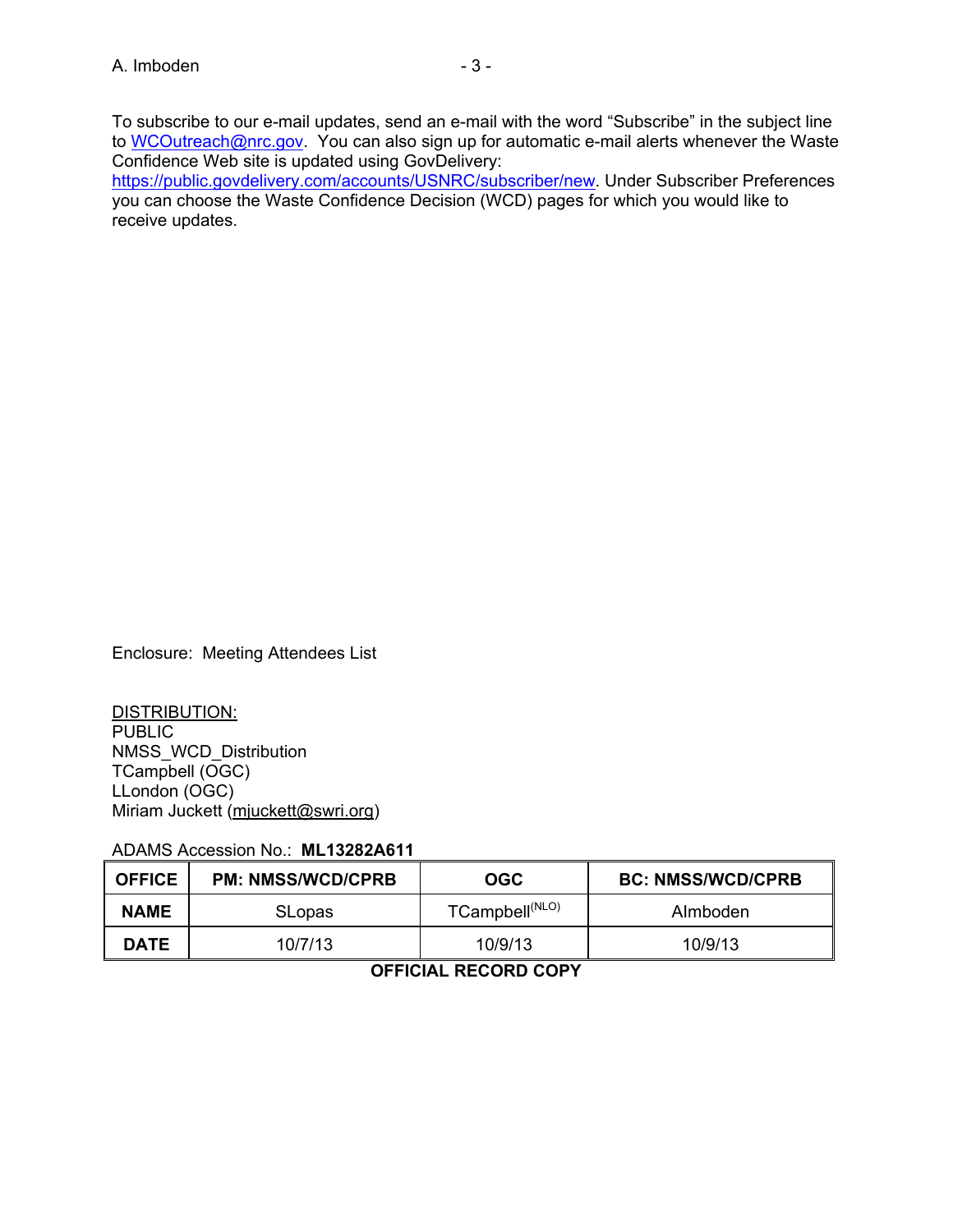To subscribe to our e-mail updates, send an e-mail with the word "Subscribe" in the subject line to WCOutreach@nrc.gov. You can also sign up for automatic e-mail alerts whenever the Waste Confidence Web site is updated using GovDelivery: https://public.govdelivery.com/accounts/USNRC/subscriber/new. Under Subscriber Preferences you can choose the Waste Confidence Decision (WCD) pages for which you would like to receive updates.

Enclosure: Meeting Attendees List

DISTRIBUTION:
PUBLIC
NMSS_WCD_Distribution
TCampbell (OGC)
LLondon (OGC)
Miriam Juckett (mjuckett@swri.org)

ADAMS Accession No.: **ML13282A611**

| OFFICE | PM: NMSS/WCD/CPRB | OGC | BC: NMSS/WCD/CPRB |
|---|---|---|---|
| NAME | SLopas | TCampbell (NLO) | AImboden |
| DATE | 10/7/13 | 10/9/13 | 10/9/13 |

**OFFICIAL RECORD COPY**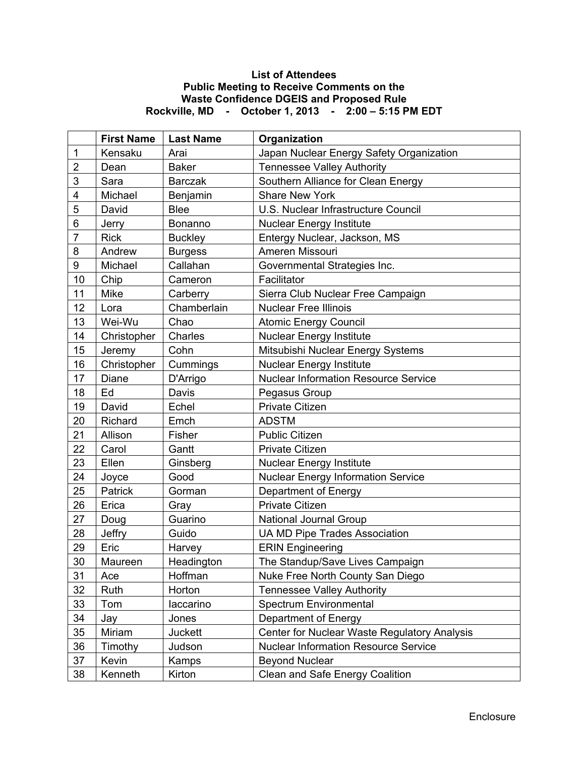**List of Attendees**
**Public Meeting to Receive Comments on the**
**Waste Confidence DGEIS and Proposed Rule**
**Rockville, MD - October 1, 2013 - 2:00 – 5:15 PM EDT**

| | First Name | Last Name | Organization |
|---|---|---|---|
| 1 | Kensaku | Arai | Japan Nuclear Energy Safety Organization |
| 2 | Dean | Baker | Tennessee Valley Authority |
| 3 | Sara | Barczak | Southern Alliance for Clean Energy |
| 4 | Michael | Benjamin | Share New York |
| 5 | David | Blee | U.S. Nuclear Infrastructure Council |
| 6 | Jerry | Bonanno | Nuclear Energy Institute |
| 7 | Rick | Buckley | Entergy Nuclear, Jackson, MS |
| 8 | Andrew | Burgess | Ameren Missouri |
| 9 | Michael | Callahan | Governmental Strategies Inc. |
| 10 | Chip | Cameron | Facilitator |
| 11 | Mike | Carberry | Sierra Club Nuclear Free Campaign |
| 12 | Lora | Chamberlain | Nuclear Free Illinois |
| 13 | Wei-Wu | Chao | Atomic Energy Council |
| 14 | Christopher | Charles | Nuclear Energy Institute |
| 15 | Jeremy | Cohn | Mitsubishi Nuclear Energy Systems |
| 16 | Christopher | Cummings | Nuclear Energy Institute |
| 17 | Diane | D'Arrigo | Nuclear Information Resource Service |
| 18 | Ed | Davis | Pegasus Group |
| 19 | David | Echel | Private Citizen |
| 20 | Richard | Emch | ADSTM |
| 21 | Allison | Fisher | Public Citizen |
| 22 | Carol | Gantt | Private Citizen |
| 23 | Ellen | Ginsberg | Nuclear Energy Institute |
| 24 | Joyce | Good | Nuclear Energy Information Service |
| 25 | Patrick | Gorman | Department of Energy |
| 26 | Erica | Gray | Private Citizen |
| 27 | Doug | Guarino | National Journal Group |
| 28 | Jeffry | Guido | UA MD Pipe Trades Association |
| 29 | Eric | Harvey | ERIN Engineering |
| 30 | Maureen | Headington | The Standup/Save Lives Campaign |
| 31 | Ace | Hoffman | Nuke Free North County San Diego |
| 32 | Ruth | Horton | Tennessee Valley Authority |
| 33 | Tom | Iaccarino | Spectrum Environmental |
| 34 | Jay | Jones | Department of Energy |
| 35 | Miriam | Juckett | Center for Nuclear Waste Regulatory Analysis |
| 36 | Timothy | Judson | Nuclear Information Resource Service |
| 37 | Kevin | Kamps | Beyond Nuclear |
| 38 | Kenneth | Kirton | Clean and Safe Energy Coalition |

Enclosure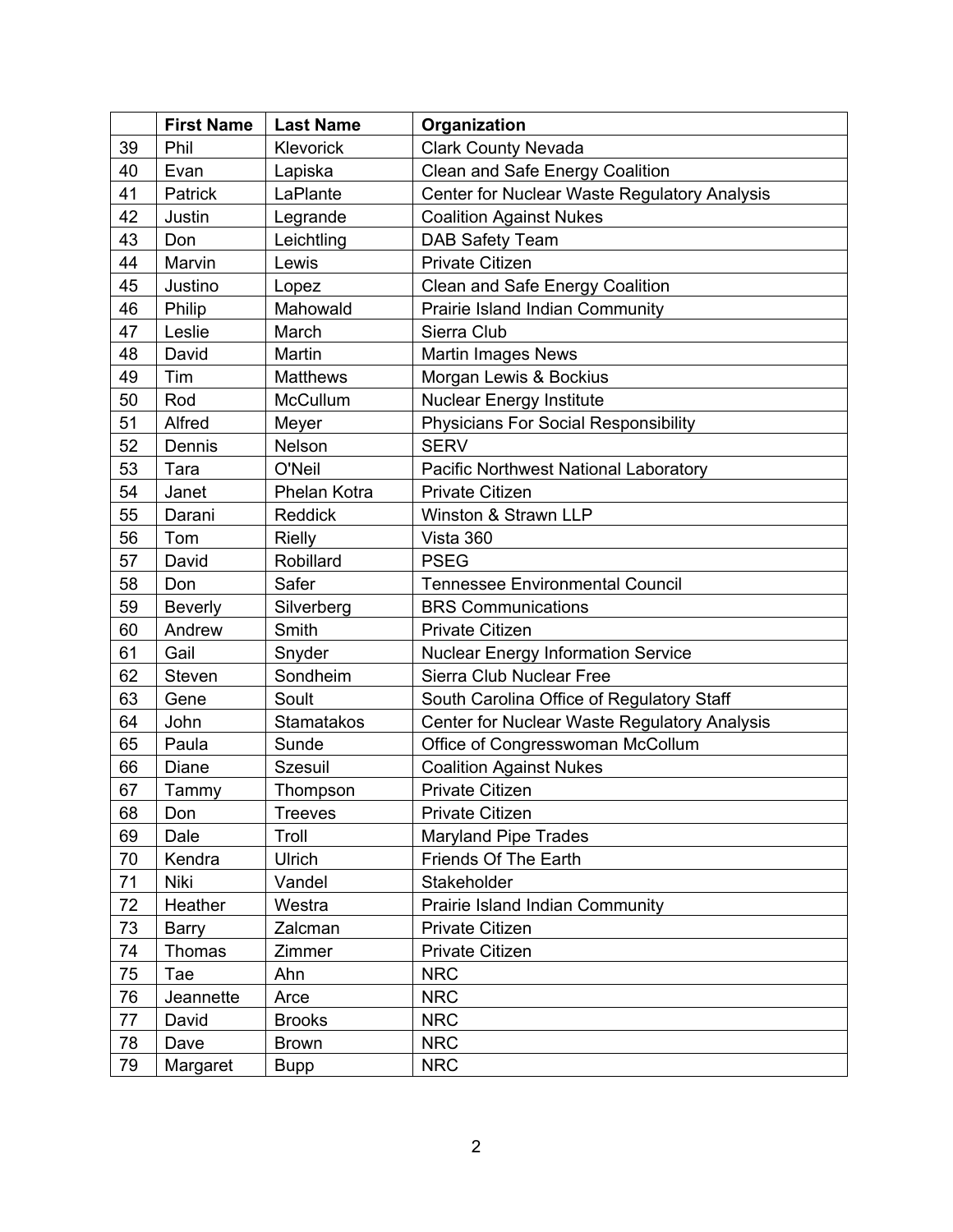| | First Name | Last Name | Organization |
|---|---|---|---|
| 39 | Phil | Klevorick | Clark County Nevada |
| 40 | Evan | Lapiska | Clean and Safe Energy Coalition |
| 41 | Patrick | LaPlante | Center for Nuclear Waste Regulatory Analysis |
| 42 | Justin | Legrande | Coalition Against Nukes |
| 43 | Don | Leichtling | DAB Safety Team |
| 44 | Marvin | Lewis | Private Citizen |
| 45 | Justino | Lopez | Clean and Safe Energy Coalition |
| 46 | Philip | Mahowald | Prairie Island Indian Community |
| 47 | Leslie | March | Sierra Club |
| 48 | David | Martin | Martin Images News |
| 49 | Tim | Matthews | Morgan Lewis & Bockius |
| 50 | Rod | McCullum | Nuclear Energy Institute |
| 51 | Alfred | Meyer | Physicians For Social Responsibility |
| 52 | Dennis | Nelson | SERV |
| 53 | Tara | O'Neil | Pacific Northwest National Laboratory |
| 54 | Janet | Phelan Kotra | Private Citizen |
| 55 | Darani | Reddick | Winston & Strawn LLP |
| 56 | Tom | Rielly | Vista 360 |
| 57 | David | Robillard | PSEG |
| 58 | Don | Safer | Tennessee Environmental Council |
| 59 | Beverly | Silverberg | BRS Communications |
| 60 | Andrew | Smith | Private Citizen |
| 61 | Gail | Snyder | Nuclear Energy Information Service |
| 62 | Steven | Sondheim | Sierra Club Nuclear Free |
| 63 | Gene | Soult | South Carolina Office of Regulatory Staff |
| 64 | John | Stamatakos | Center for Nuclear Waste Regulatory Analysis |
| 65 | Paula | Sunde | Office of Congresswoman McCollum |
| 66 | Diane | Szesuil | Coalition Against Nukes |
| 67 | Tammy | Thompson | Private Citizen |
| 68 | Don | Treeves | Private Citizen |
| 69 | Dale | Troll | Maryland Pipe Trades |
| 70 | Kendra | Ulrich | Friends Of The Earth |
| 71 | Niki | Vandel | Stakeholder |
| 72 | Heather | Westra | Prairie Island Indian Community |
| 73 | Barry | Zalcman | Private Citizen |
| 74 | Thomas | Zimmer | Private Citizen |
| 75 | Tae | Ahn | NRC |
| 76 | Jeannette | Arce | NRC |
| 77 | David | Brooks | NRC |
| 78 | Dave | Brown | NRC |
| 79 | Margaret | Bupp | NRC |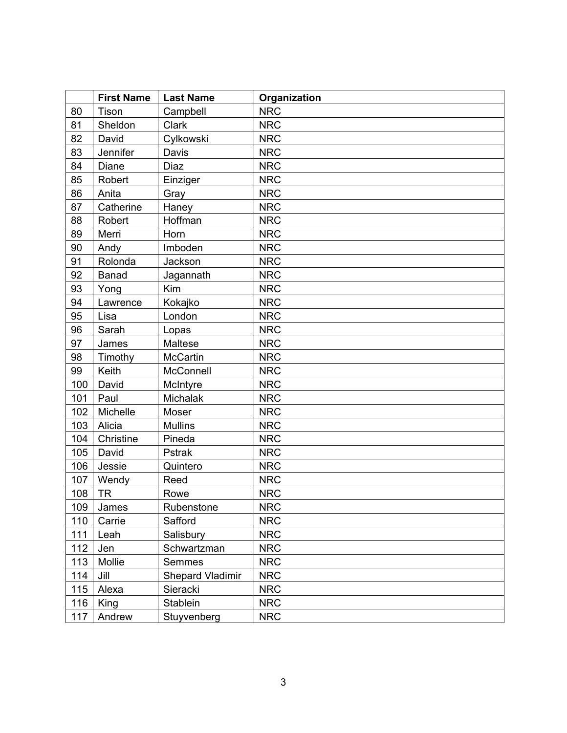| | First Name | Last Name | Organization |
|---|---|---|---|
| 80 | Tison | Campbell | NRC |
| 81 | Sheldon | Clark | NRC |
| 82 | David | Cylkowski | NRC |
| 83 | Jennifer | Davis | NRC |
| 84 | Diane | Diaz | NRC |
| 85 | Robert | Einziger | NRC |
| 86 | Anita | Gray | NRC |
| 87 | Catherine | Haney | NRC |
| 88 | Robert | Hoffman | NRC |
| 89 | Merri | Horn | NRC |
| 90 | Andy | Imboden | NRC |
| 91 | Rolonda | Jackson | NRC |
| 92 | Banad | Jagannath | NRC |
| 93 | Yong | Kim | NRC |
| 94 | Lawrence | Kokajko | NRC |
| 95 | Lisa | London | NRC |
| 96 | Sarah | Lopas | NRC |
| 97 | James | Maltese | NRC |
| 98 | Timothy | McCartin | NRC |
| 99 | Keith | McConnell | NRC |
| 100 | David | McIntyre | NRC |
| 101 | Paul | Michalak | NRC |
| 102 | Michelle | Moser | NRC |
| 103 | Alicia | Mullins | NRC |
| 104 | Christine | Pineda | NRC |
| 105 | David | Pstrak | NRC |
| 106 | Jessie | Quintero | NRC |
| 107 | Wendy | Reed | NRC |
| 108 | TR | Rowe | NRC |
| 109 | James | Rubenstone | NRC |
| 110 | Carrie | Safford | NRC |
| 111 | Leah | Salisbury | NRC |
| 112 | Jen | Schwartzman | NRC |
| 113 | Mollie | Semmes | NRC |
| 114 | Jill | Shepard Vladimir | NRC |
| 115 | Alexa | Sieracki | NRC |
| 116 | King | Stablein | NRC |
| 117 | Andrew | Stuyvenberg | NRC |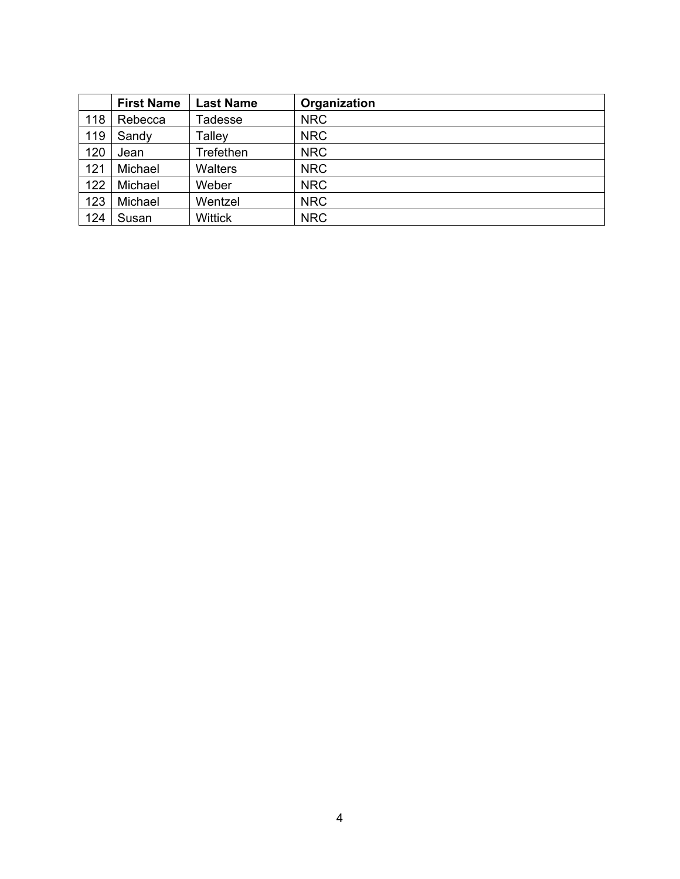| | First Name | Last Name | Organization |
|---|---|---|---|
| 118 | Rebecca | Tadesse | NRC |
| 119 | Sandy | Talley | NRC |
| 120 | Jean | Trefethen | NRC |
| 121 | Michael | Walters | NRC |
| 122 | Michael | Weber | NRC |
| 123 | Michael | Wentzel | NRC |
| 124 | Susan | Wittick | NRC |